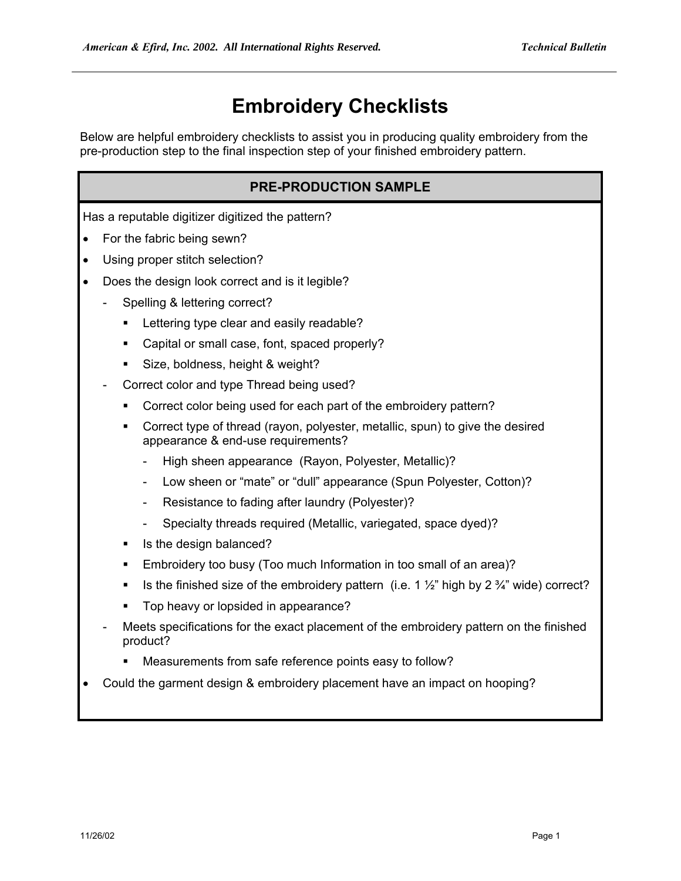# Embroidery Checklists

Below are helpful embroidery checklists to assist you in producing quality embroidery from the pre-production step to the final inspection step of your finished embroidery pattern.

## PRE-PRODUCTION SAMPLE

Has a reputable digitizer digitized the pattern?

- For the fabric being sewn?
- Using proper stitch selection?
- Does the design look correct and is it legible?
  - Spelling & lettering correct?
    - Lettering type clear and easily readable?
    - Capital or small case, font, spaced properly?
    - Size, boldness, height & weight?
  - Correct color and type Thread being used?
    - Correct color being used for each part of the embroidery pattern?
    - Correct type of thread (rayon, polyester, metallic, spun) to give the desired appearance & end-use requirements?
      - High sheen appearance (Rayon, Polyester, Metallic)?
      - Low sheen or “mate” or “dull” appearance (Spun Polyester, Cotton)?
      - Resistance to fading after laundry (Polyester)?
      - Specialty threads required (Metallic, variegated, space dyed)?
    - Is the design balanced?
    - Embroidery too busy (Too much Information in too small of an area)?
    - Is the finished size of the embroidery pattern (i.e. 1 ½” high by 2 ¾” wide) correct?
    - Top heavy or lopsided in appearance?
  - Meets specifications for the exact placement of the embroidery pattern on the finished product?
    - Measurements from safe reference points easy to follow?
- Could the garment design & embroidery placement have an impact on hooping?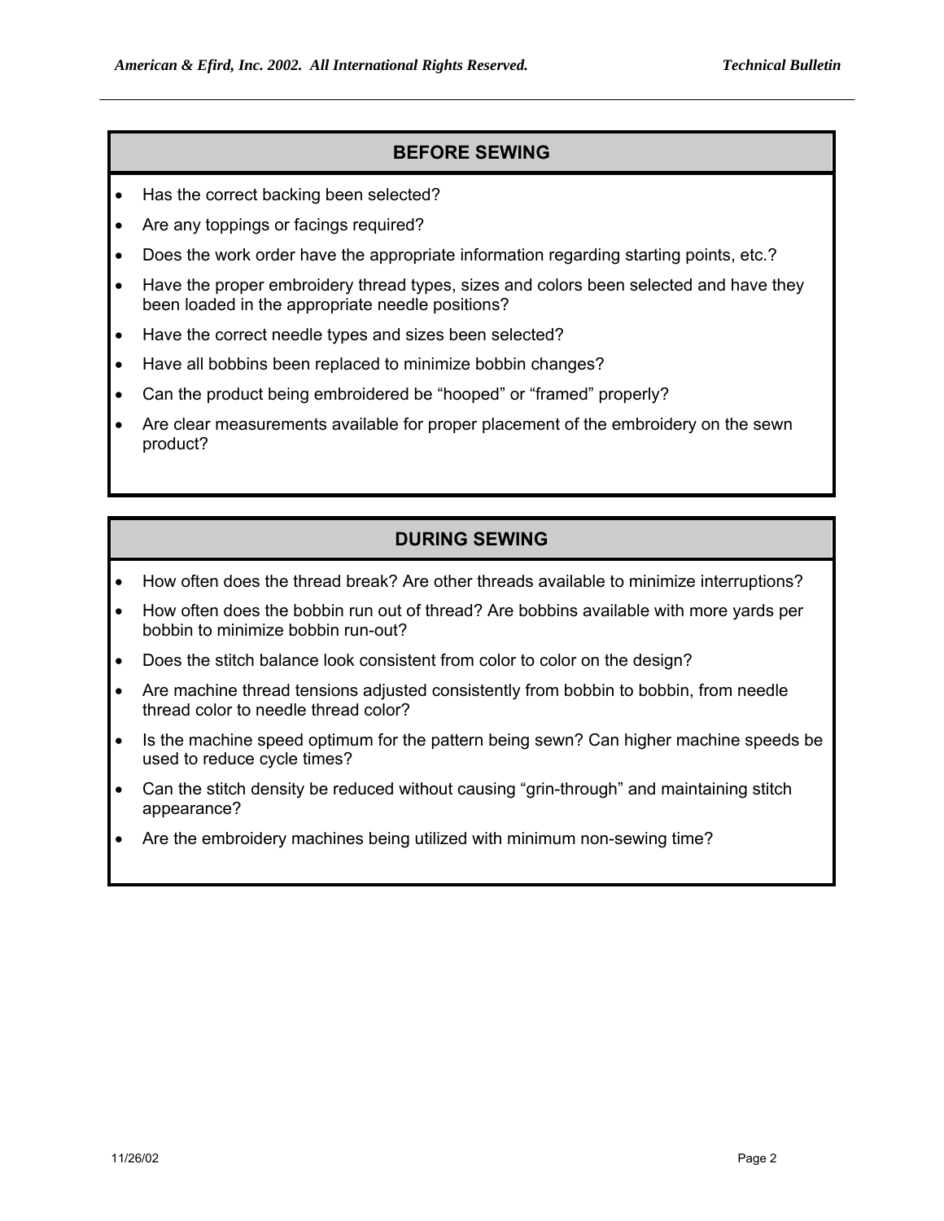## BEFORE SEWING

- Has the correct backing been selected?
- Are any toppings or facings required?
- Does the work order have the appropriate information regarding starting points, etc.?
- Have the proper embroidery thread types, sizes and colors been selected and have they been loaded in the appropriate needle positions?
- Have the correct needle types and sizes been selected?
- Have all bobbins been replaced to minimize bobbin changes?
- Can the product being embroidered be “hooped” or “framed” properly?
- Are clear measurements available for proper placement of the embroidery on the sewn product?

## DURING SEWING

- How often does the thread break? Are other threads available to minimize interruptions?
- How often does the bobbin run out of thread? Are bobbins available with more yards per bobbin to minimize bobbin run-out?
- Does the stitch balance look consistent from color to color on the design?
- Are machine thread tensions adjusted consistently from bobbin to bobbin, from needle thread color to needle thread color?
- Is the machine speed optimum for the pattern being sewn? Can higher machine speeds be used to reduce cycle times?
- Can the stitch density be reduced without causing “grin-through” and maintaining stitch appearance?
- Are the embroidery machines being utilized with minimum non-sewing time?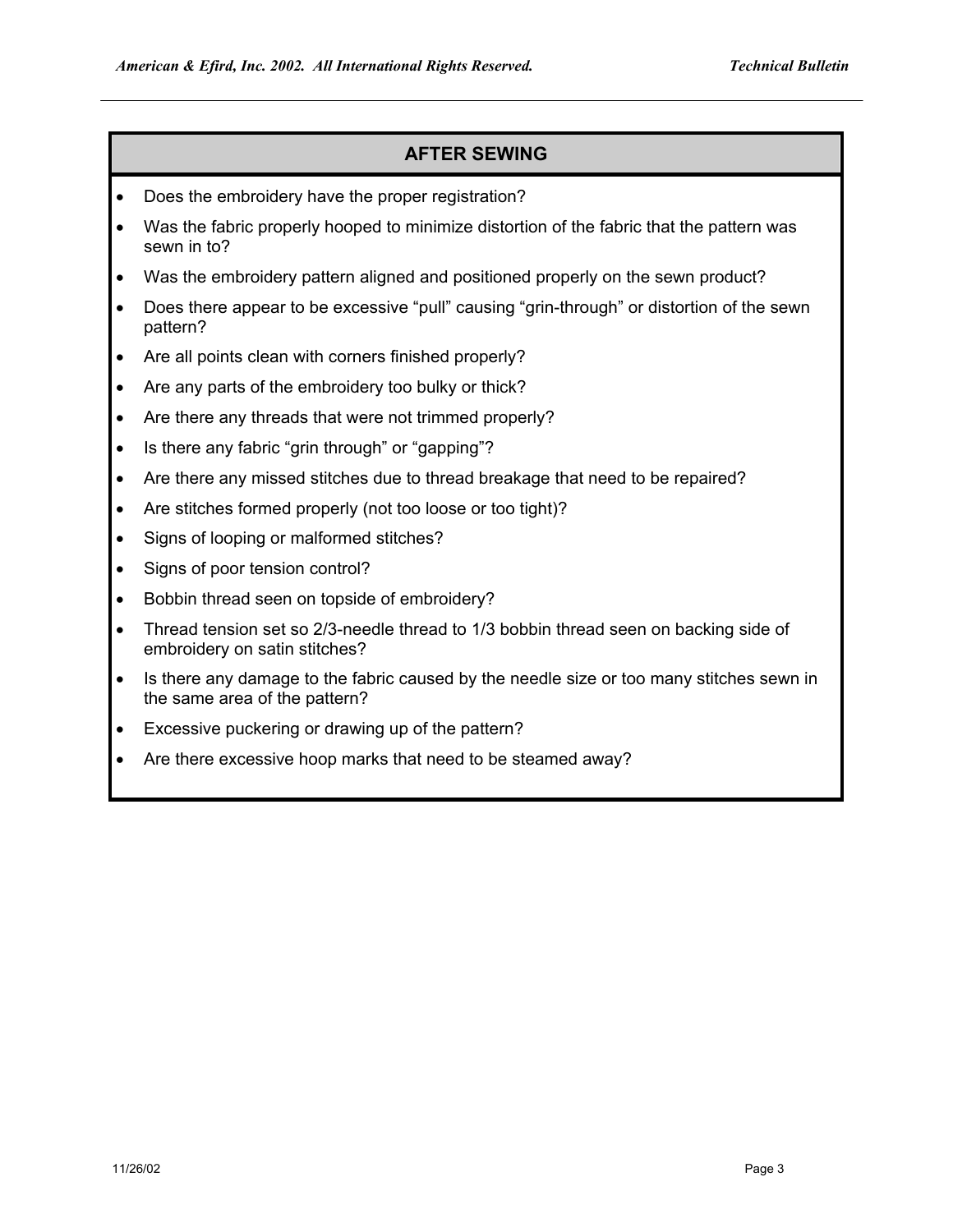## AFTER SEWING

- Does the embroidery have the proper registration?
- Was the fabric properly hooped to minimize distortion of the fabric that the pattern was sewn in to?
- Was the embroidery pattern aligned and positioned properly on the sewn product?
- Does there appear to be excessive "pull" causing "grin-through" or distortion of the sewn pattern?
- Are all points clean with corners finished properly?
- Are any parts of the embroidery too bulky or thick?
- Are there any threads that were not trimmed properly?
- Is there any fabric "grin through" or "gapping"?
- Are there any missed stitches due to thread breakage that need to be repaired?
- Are stitches formed properly (not too loose or too tight)?
- Signs of looping or malformed stitches?
- Signs of poor tension control?
- Bobbin thread seen on topside of embroidery?
- Thread tension set so 2/3-needle thread to 1/3 bobbin thread seen on backing side of embroidery on satin stitches?
- Is there any damage to the fabric caused by the needle size or too many stitches sewn in the same area of the pattern?
- Excessive puckering or drawing up of the pattern?
- Are there excessive hoop marks that need to be steamed away?